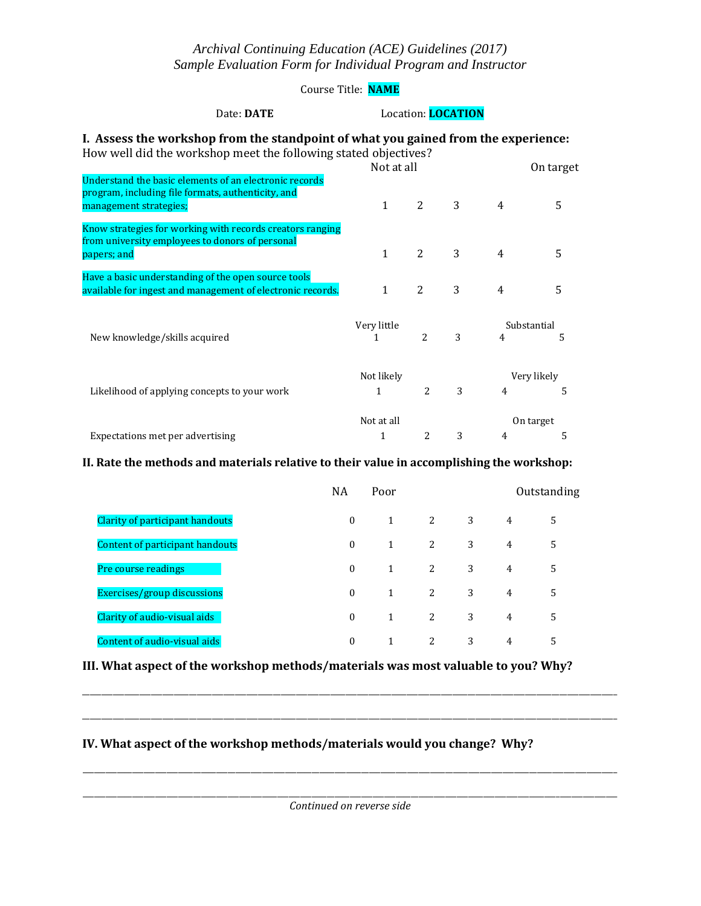*Archival Continuing Education (ACE) Guidelines (2017)*
*Sample Evaluation Form for Individual Program and Instructor*

Course Title: **NAME**

Date: **DATE** Location: **LOCATION**

## I. Assess the workshop from the standpoint of what you gained from the experience:

How well did the workshop meet the following stated objectives?

| | Not at all | | | | On target |
|---|---|---|---|---|---|
| Understand the basic elements of an electronic records program, including file formats, authenticity, and management strategies; | 1 | 2 | 3 | 4 | 5 |
| Know strategies for working with records creators ranging from university employees to donors of personal papers; and | 1 | 2 | 3 | 4 | 5 |
| Have a basic understanding of the open source tools available for ingest and management of electronic records. | 1 | 2 | 3 | 4 | 5 |

| | Very little | | | | Substantial |
|---|---|---|---|---|---|
| New knowledge/skills acquired | 1 | 2 | 3 | 4 | 5 |

| | Not likely | | | | Very likely |
|---|---|---|---|---|---|
| Likelihood of applying concepts to your work | 1 | 2 | 3 | 4 | 5 |

| | Not at all | | | | On target |
|---|---|---|---|---|---|
| Expectations met per advertising | 1 | 2 | 3 | 4 | 5 |

## II. Rate the methods and materials relative to their value in accomplishing the workshop:

| | NA | Poor | | | | Outstanding |
|---|---|---|---|---|---|---|
| Clarity of participant handouts | 0 | 1 | 2 | 3 | 4 | 5 |
| Content of participant handouts | 0 | 1 | 2 | 3 | 4 | 5 |
| Pre course readings | 0 | 1 | 2 | 3 | 4 | 5 |
| Exercises/group discussions | 0 | 1 | 2 | 3 | 4 | 5 |
| Clarity of audio-visual aids | 0 | 1 | 2 | 3 | 4 | 5 |
| Content of audio-visual aids | 0 | 1 | 2 | 3 | 4 | 5 |

## III. What aspect of the workshop methods/materials was most valuable to you? Why?

______________________________________________________________________________

______________________________________________________________________________

## IV. What aspect of the workshop methods/materials would you change? Why?

______________________________________________________________________________

______________________________________________________________________________

*Continued on reverse side*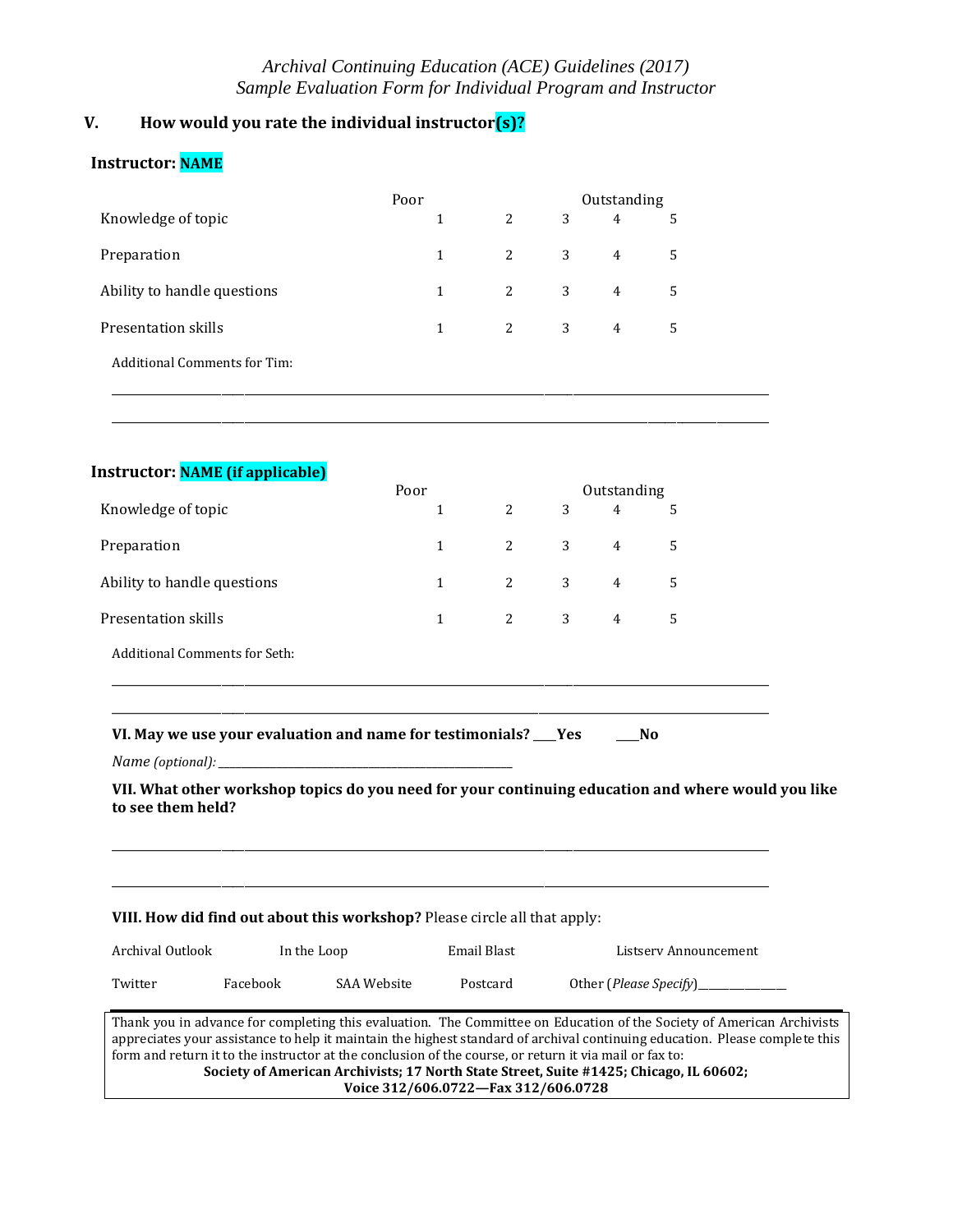*Archival Continuing Education (ACE) Guidelines (2017)*
*Sample Evaluation Form for Individual Program and Instructor*

## V. How would you rate the individual instructor(s)?

**Instructor: NAME**

| | Poor | | | Outstanding | |
|---|---|---|---|---|---|
| Knowledge of topic | 1 | 2 | 3 | 4 | 5 |
| Preparation | 1 | 2 | 3 | 4 | 5 |
| Ability to handle questions | 1 | 2 | 3 | 4 | 5 |
| Presentation skills | 1 | 2 | 3 | 4 | 5 |

Additional Comments for Tim:

________________________________________________________________________________

________________________________________________________________________________

**Instructor: NAME (if applicable)**

| | Poor | | | Outstanding | |
|---|---|---|---|---|---|
| Knowledge of topic | 1 | 2 | 3 | 4 | 5 |
| Preparation | 1 | 2 | 3 | 4 | 5 |
| Ability to handle questions | 1 | 2 | 3 | 4 | 5 |
| Presentation skills | 1 | 2 | 3 | 4 | 5 |

Additional Comments for Seth:

________________________________________________________________________________

________________________________________________________________________________

**VI. May we use your evaluation and name for testimonials? ___Yes ___No**

*Name (optional):* ______________________________________

**VII. What other workshop topics do you need for your continuing education and where would you like to see them held?**

________________________________________________________________________________

________________________________________________________________________________

**VIII. How did find out about this workshop?** Please circle all that apply:

Archival Outlook    In the Loop    Email Blast    Listserv Announcement

Twitter    Facebook    SAA Website    Postcard    Other (*Please Specify*)_______________

Thank you in advance for completing this evaluation. The Committee on Education of the Society of American Archivists appreciates your assistance to help it maintain the highest standard of archival continuing education. Please complete this form and return it to the instructor at the conclusion of the course, or return it via mail or fax to:

**Society of American Archivists; 17 North State Street, Suite #1425; Chicago, IL 60602;**
**Voice 312/606.0722—Fax 312/606.0728**